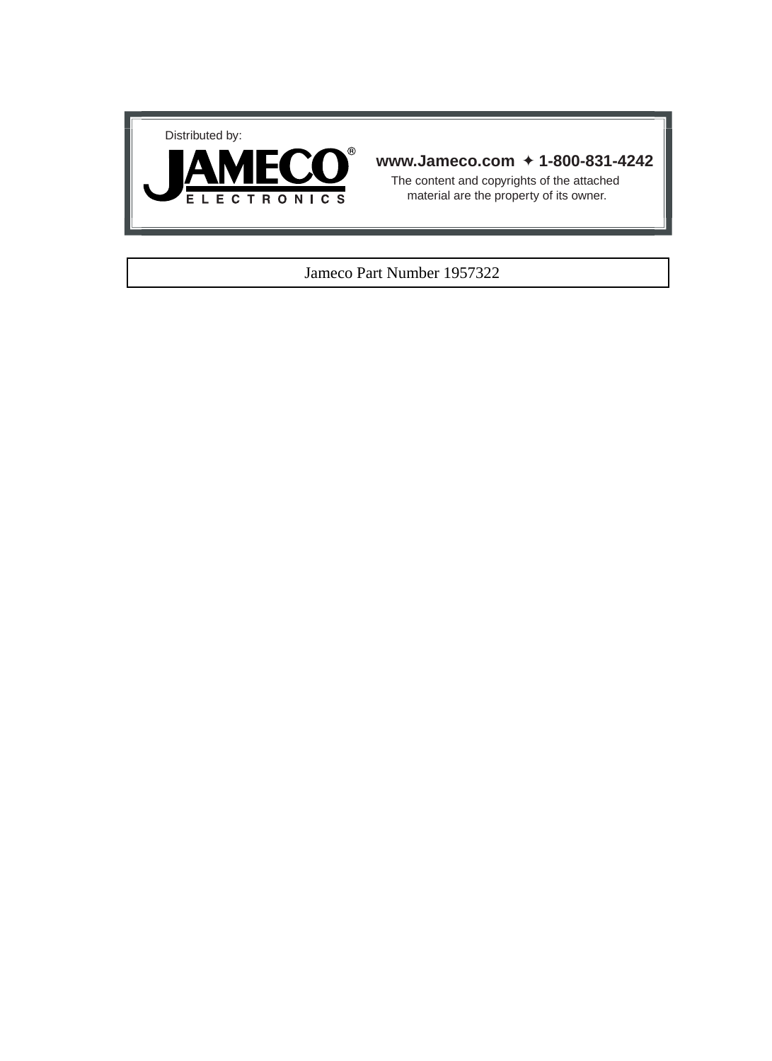Distributed by:

JAMECO® ELECTRONICS

**www.Jameco.com ✦ 1-800-831-4242**

The content and copyrights of the attached material are the property of its owner.

Jameco Part Number 1957322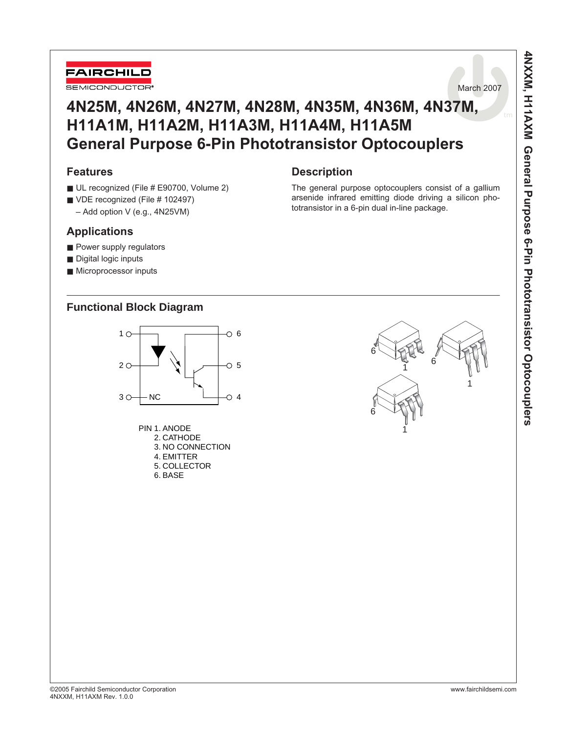# 4N25M, 4N26M, 4N27M, 4N28M, 4N35M, 4N36M, 4N37M, H11A1M, H11A2M, H11A3M, H11A4M, H11A5M General Purpose 6-Pin Phototransistor Optocouplers

March 2007

## Features

- UL recognized (File # E90700, Volume 2)
- VDE recognized (File # 102497)
  - Add option V (e.g., 4N25VM)

## Applications

- Power supply regulators
- Digital logic inputs
- Microprocessor inputs

## Description

The general purpose optocouplers consist of a gallium arsenide infrared emitting diode driving a silicon phototransistor in a 6-pin dual in-line package.

## Functional Block Diagram

PIN 1. ANODE
2. CATHODE
3. NO CONNECTION
4. EMITTER
5. COLLECTOR
6. BASE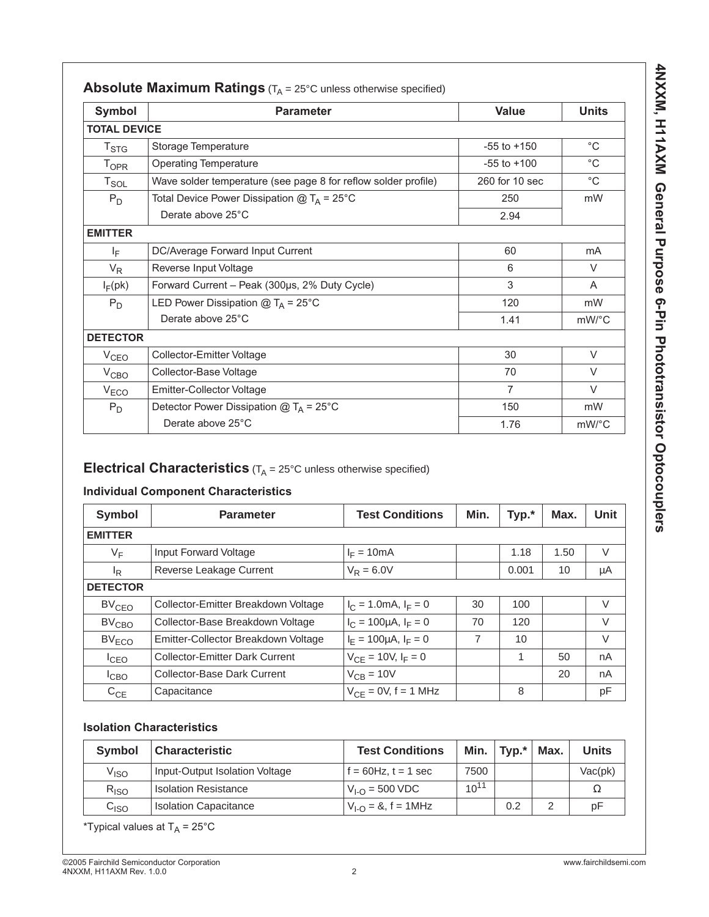## Absolute Maximum Ratings ($T_A$ = 25°C unless otherwise specified)

| Symbol | Parameter | Value | Units |
|---|---|---|---|
| **TOTAL DEVICE** | | | |
| $T_{STG}$ | Storage Temperature | -55 to +150 | °C |
| $T_{OPR}$ | Operating Temperature | -55 to +100 | °C |
| $T_{SOL}$ | Wave solder temperature (see page 8 for reflow solder profile) | 260 for 10 sec | °C |
| $P_D$ | Total Device Power Dissipation @ $T_A$ = 25°C | 250 | mW |
| | Derate above 25°C | 2.94 | |
| **EMITTER** | | | |
| $I_F$ | DC/Average Forward Input Current | 60 | mA |
| $V_R$ | Reverse Input Voltage | 6 | V |
| $I_F$(pk) | Forward Current – Peak (300µs, 2% Duty Cycle) | 3 | A |
| $P_D$ | LED Power Dissipation @ $T_A$ = 25°C | 120 | mW |
| | Derate above 25°C | 1.41 | mW/°C |
| **DETECTOR** | | | |
| $V_{CEO}$ | Collector-Emitter Voltage | 30 | V |
| $V_{CBO}$ | Collector-Base Voltage | 70 | V |
| $V_{ECO}$ | Emitter-Collector Voltage | 7 | V |
| $P_D$ | Detector Power Dissipation @ $T_A$ = 25°C | 150 | mW |
| | Derate above 25°C | 1.76 | mW/°C |

## Electrical Characteristics ($T_A$ = 25°C unless otherwise specified)

### Individual Component Characteristics

| Symbol | Parameter | Test Conditions | Min. | Typ.* | Max. | Unit |
|---|---|---|---|---|---|---|
| **EMITTER** | | | | | | |
| $V_F$ | Input Forward Voltage | $I_F$ = 10mA | | 1.18 | 1.50 | V |
| $I_R$ | Reverse Leakage Current | $V_R$ = 6.0V | | 0.001 | 10 | µA |
| **DETECTOR** | | | | | | |
| $BV_{CEO}$ | Collector-Emitter Breakdown Voltage | $I_C$ = 1.0mA, $I_F$ = 0 | 30 | 100 | | V |
| $BV_{CBO}$ | Collector-Base Breakdown Voltage | $I_C$ = 100µA, $I_F$ = 0 | 70 | 120 | | V |
| $BV_{ECO}$ | Emitter-Collector Breakdown Voltage | $I_E$ = 100µA, $I_F$ = 0 | 7 | 10 | | V |
| $I_{CEO}$ | Collector-Emitter Dark Current | $V_{CE}$ = 10V, $I_F$ = 0 | | 1 | 50 | nA |
| $I_{CBO}$ | Collector-Base Dark Current | $V_{CB}$ = 10V | | | 20 | nA |
| $C_{CE}$ | Capacitance | $V_{CE}$ = 0V, f = 1 MHz | | 8 | | pF |

### Isolation Characteristics

| Symbol | Characteristic | Test Conditions | Min. | Typ.* | Max. | Units |
|---|---|---|---|---|---|---|
| $V_{ISO}$ | Input-Output Isolation Voltage | f = 60Hz, t = 1 sec | 7500 | | | Vac(pk) |
| $R_{ISO}$ | Isolation Resistance | $V_{I-O}$ = 500 VDC | $10^{11}$ | | | Ω |
| $C_{ISO}$ | Isolation Capacitance | $V_{I-O}$ = &, f = 1MHz | | 0.2 | 2 | pF |

*Typical values at $T_A$ = 25°C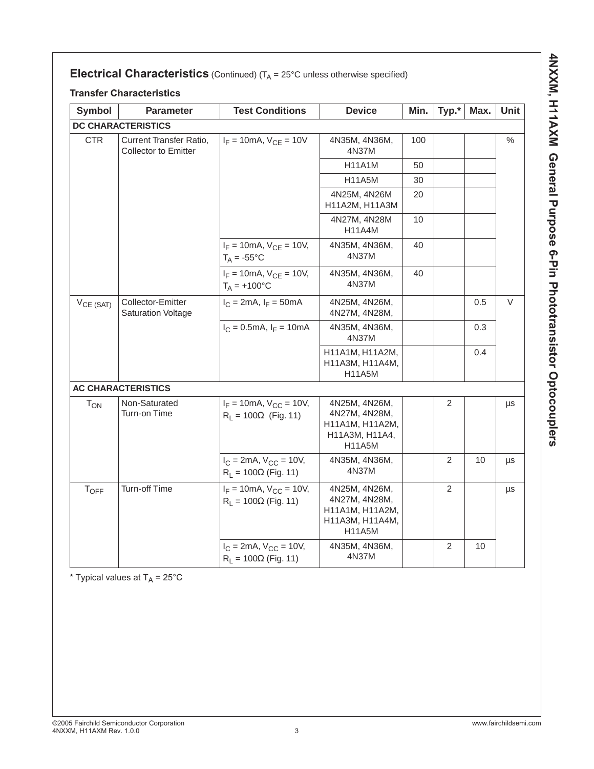## Electrical Characteristics (Continued) ($T_A$ = 25°C unless otherwise specified)

### Transfer Characteristics

| Symbol | Parameter | Test Conditions | Device | Min. | Typ.* | Max. | Unit |
|---|---|---|---|---|---|---|---|
| **DC CHARACTERISTICS** | | | | | | | |
| CTR | Current Transfer Ratio, Collector to Emitter | $I_F$ = 10mA, $V_{CE}$ = 10V | 4N35M, 4N36M, 4N37M | 100 | | | % |
| | | | H11A1M | 50 | | | |
| | | | H11A5M | 30 | | | |
| | | | 4N25M, 4N26M H11A2M, H11A3M | 20 | | | |
| | | | 4N27M, 4N28M H11A4M | 10 | | | |
| | | $I_F$ = 10mA, $V_{CE}$ = 10V, $T_A$ = -55°C | 4N35M, 4N36M, 4N37M | 40 | | | |
| | | $I_F$ = 10mA, $V_{CE}$ = 10V, $T_A$ = +100°C | 4N35M, 4N36M, 4N37M | 40 | | | |
| $V_{CE\ (SAT)}$ | Collector-Emitter Saturation Voltage | $I_C$ = 2mA, $I_F$ = 50mA | 4N25M, 4N26M, 4N27M, 4N28M, | | | 0.5 | V |
| | | $I_C$ = 0.5mA, $I_F$ = 10mA | 4N35M, 4N36M, 4N37M | | | 0.3 | |
| | | | H11A1M, H11A2M, H11A3M, H11A4M, H11A5M | | | 0.4 | |
| **AC CHARACTERISTICS** | | | | | | | |
| $T_{ON}$ | Non-Saturated Turn-on Time | $I_F$ = 10mA, $V_{CC}$ = 10V, $R_L$ = 100Ω (Fig. 11) | 4N25M, 4N26M, 4N27M, 4N28M, H11A1M, H11A2M, H11A3M, H11A4, H11A5M | | 2 | | µs |
| | | $I_C$ = 2mA, $V_{CC}$ = 10V, $R_L$ = 100Ω (Fig. 11) | 4N35M, 4N36M, 4N37M | | 2 | 10 | µs |
| $T_{OFF}$ | Turn-off Time | $I_F$ = 10mA, $V_{CC}$ = 10V, $R_L$ = 100Ω (Fig. 11) | 4N25M, 4N26M, 4N27M, 4N28M, H11A1M, H11A2M, H11A3M, H11A4M, H11A5M | | 2 | | µs |
| | | $I_C$ = 2mA, $V_{CC}$ = 10V, $R_L$ = 100Ω (Fig. 11) | 4N35M, 4N36M, 4N37M | | 2 | 10 | |

\* Typical values at $T_A$ = 25°C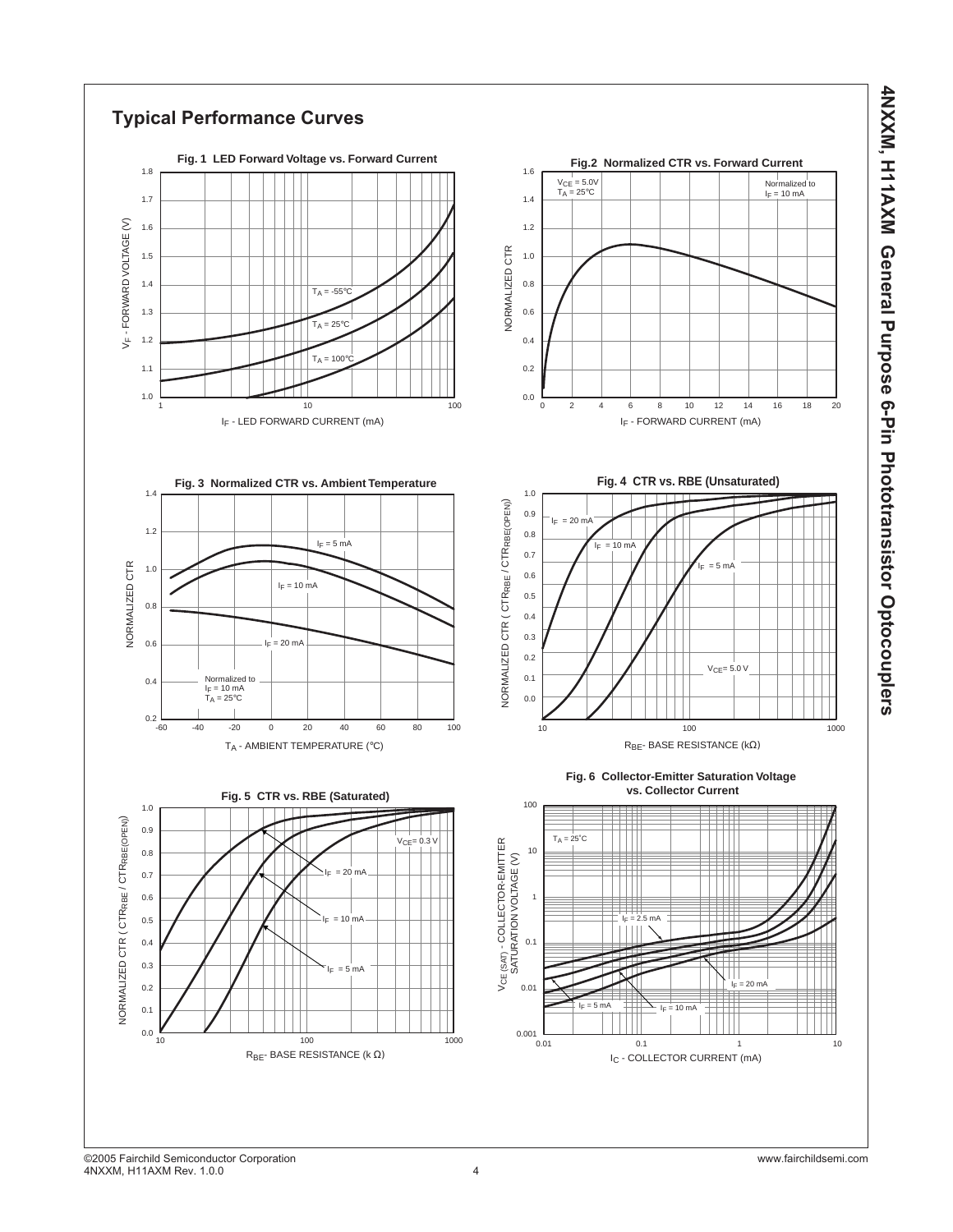## Typical Performance Curves

**Fig. 1 LED Forward Voltage vs. Forward Current**

$V_F$ - FORWARD VOLTAGE (V) vs. $I_F$ - LED FORWARD CURRENT (mA)

$T_A$ = -55°C, $T_A$ = 25°C, $T_A$ = 100°C

**Fig.2 Normalized CTR vs. Forward Current**

NORMALIZED CTR vs. $I_F$ - FORWARD CURRENT (mA)

$V_{CE}$ = 5.0V, $T_A$ = 25°C; Normalized to $I_F$ = 10 mA

**Fig. 3 Normalized CTR vs. Ambient Temperature**

NORMALIZED CTR vs. $T_A$ - AMBIENT TEMPERATURE (°C)

$I_F$ = 5 mA, $I_F$ = 10 mA, $I_F$ = 20 mA; Normalized to $I_F$ = 10 mA, $T_A$ = 25°C

**Fig. 4 CTR vs. RBE (Unsaturated)**

NORMALIZED CTR ( $CTR_{RBE}$ / $CTR_{RBE(OPEN)}$) vs. $R_{BE}$- BASE RESISTANCE (kΩ)

$I_F$ = 20 mA, $I_F$ = 10 mA, $I_F$ = 5 mA; $V_{CE}$= 5.0 V

**Fig. 5 CTR vs. RBE (Saturated)**

NORMALIZED CTR ( $CTR_{RBE}$ / $CTR_{RBE(OPEN)}$) vs. $R_{BE}$- BASE RESISTANCE (k Ω)

$V_{CE}$= 0.3 V; $I_F$ = 20 mA, $I_F$ = 10 mA, $I_F$ = 5 mA

**Fig. 6 Collector-Emitter Saturation Voltage vs. Collector Current**

$V_{CE (SAT)}$ - COLLECTOR-EMITTER SATURATION VOLTAGE (V) vs. $I_C$ - COLLECTOR CURRENT (mA)

$T_A$ = 25°C; $I_F$ = 2.5 mA, $I_F$ = 5 mA, $I_F$ = 10 mA, $I_F$ = 20 mA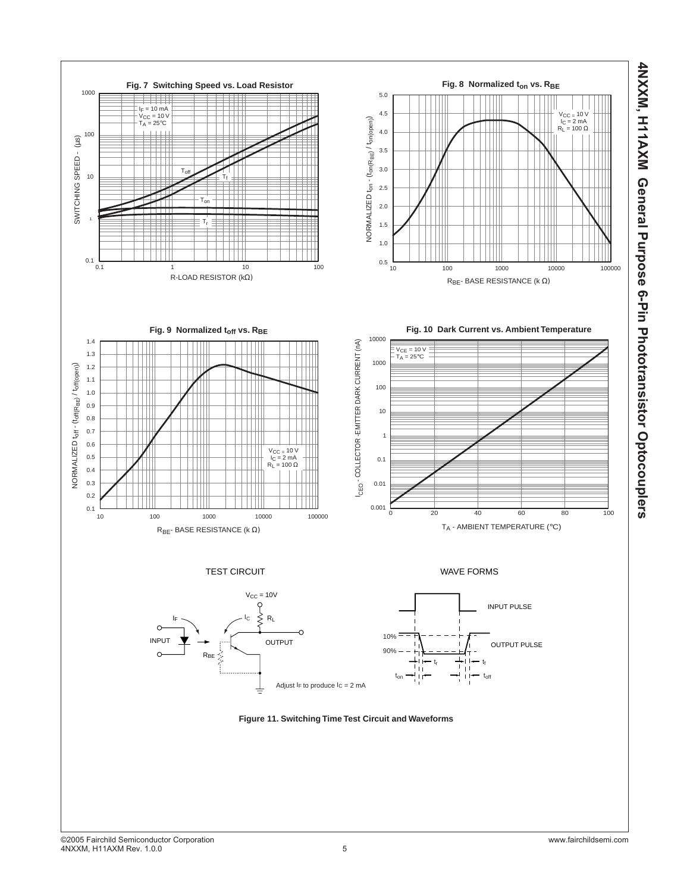**Fig. 7 Switching Speed vs. Load Resistor**

$I_F$ = 10 mA
$V_{CC}$ = 10 V
$T_A$ = 25°C

SWITCHING SPEED - (µs)

R-LOAD RESISTOR (kΩ)

**Fig. 8 Normalized $t_{on}$ vs. $R_{BE}$**

$V_{CC}$ = 10 V
$I_C$ = 2 mA
$R_L$ = 100 Ω

NORMALIZED $t_{on}$ - $(t_{on(R_{BE})} / t_{on(open)})$

$R_{BE}$ - BASE RESISTANCE (k Ω)

**Fig. 9 Normalized $t_{off}$ vs. $R_{BE}$**

$V_{CC}$ = 10 V
$I_C$ = 2 mA
$R_L$ = 100 Ω

NORMALIZED $t_{off}$ - $(t_{off(R_{BE})} / t_{off(open)})$

$R_{BE}$ - BASE RESISTANCE (k Ω)

**Fig. 10 Dark Current vs. Ambient Temperature**

$V_{CE}$ = 10 V
$T_A$ = 25°C

$I_{CEO}$ - COLLECTOR -EMITTER DARK CURRENT (nA)

$T_A$ - AMBIENT TEMPERATURE (°C)

TEST CIRCUIT

$V_{CC}$ = 10V

Adjust $I_F$ to produce $I_C$ = 2 mA

WAVE FORMS

INPUT PULSE

OUTPUT PULSE

**Figure 11. Switching Time Test Circuit and Waveforms**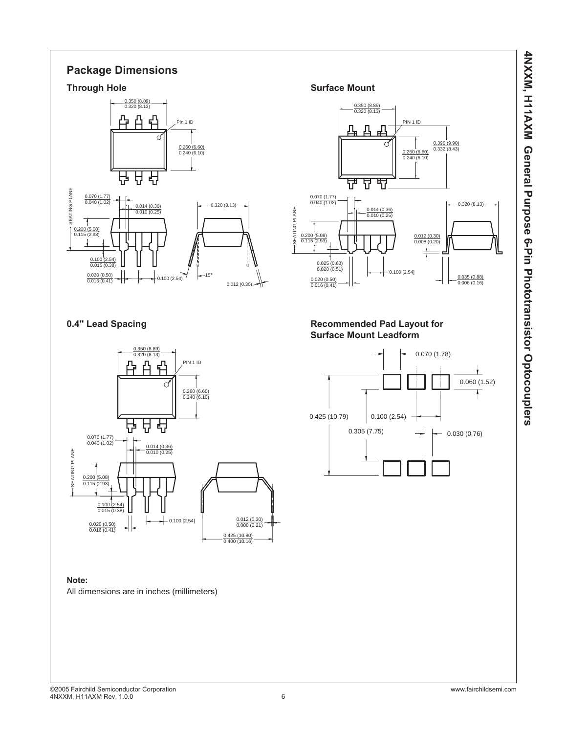## Package Dimensions

### Through Hole

0.350 (8.89)
0.320 (8.13)

Pin 1 ID

0.260 (6.60)
0.240 (6.10)

SEATING PLANE

0.070 (1.77)
0.040 (1.02)

0.014 (0.36)
0.010 (0.25)

0.320 (8.13)

0.200 (5.08)
0.115 (2.93)

0.100 (2.54)
0.015 (0.38)

0.020 (0.50)
0.016 (0.41)

0.100 (2.54)

15°

0.012 (0.30)

### Surface Mount

0.350 (8.89)
0.320 (8.13)

PIN 1 ID

0.390 (9.90)
0.332 (8.43)

0.260 (6.60)
0.240 (6.10)

0.070 (1.77)
0.040 (1.02)

0.014 (0.36)
0.010 (0.25)

0.320 (8.13)

SEATING PLANE

0.200 (5.08)
0.115 (2.93)

0.012 (0.30)
0.008 (0.20)

0.025 (0.63)
0.020 (0.51)

0.100 [2.54]

0.020 (0.50)
0.016 (0.41)

0.035 (0.88)
0.006 (0.16)

### 0.4" Lead Spacing

0.350 (8.89)
0.320 (8.13)

PIN 1 ID

0.260 (6.60)
0.240 (6.10)

0.070 (1.77)
0.040 (1.02)

0.014 (0.36)
0.010 (0.25)

SEATING PLANE

0.200 (5.08)
0.115 (2.93)

0.100 (2.54)
0.015 (0.38)

0.100 [2.54]

0.012 (0.30)
0.008 (0.21)

0.020 (0.50)
0.016 (0.41)

0.425 (10.80)
0.400 (10.16)

### Recommended Pad Layout for Surface Mount Leadform

0.070 (1.78)

0.060 (1.52)

0.425 (10.79)

0.100 (2.54)

0.305 (7.75)

0.030 (0.76)

**Note:**

All dimensions are in inches (millimeters)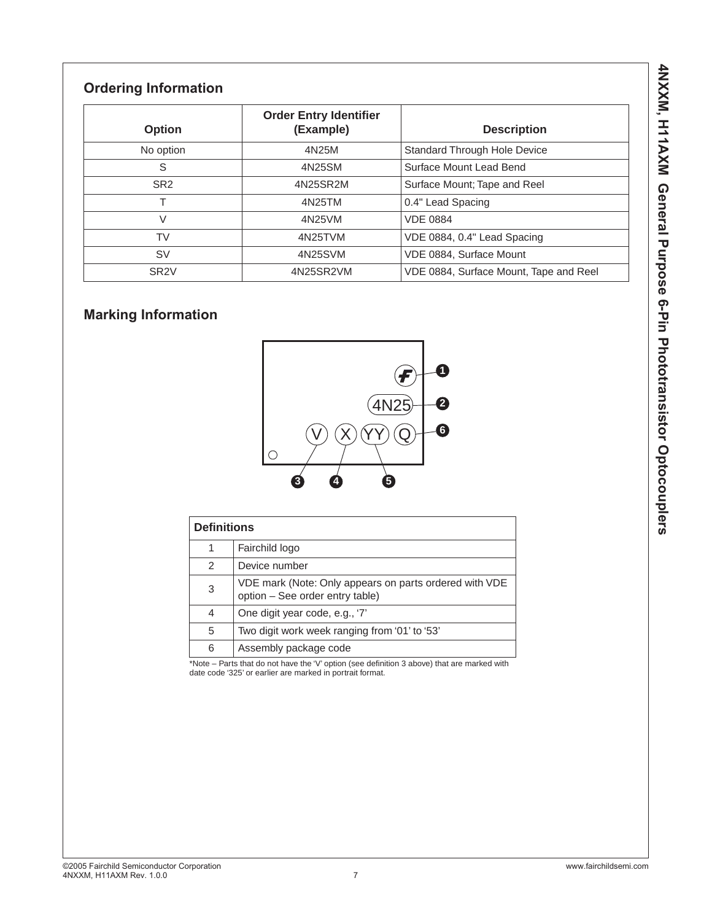## Ordering Information

| Option | Order Entry Identifier (Example) | Description |
|---|---|---|
| No option | 4N25M | Standard Through Hole Device |
| S | 4N25SM | Surface Mount Lead Bend |
| SR2 | 4N25SR2M | Surface Mount; Tape and Reel |
| T | 4N25TM | 0.4" Lead Spacing |
| V | 4N25VM | VDE 0884 |
| TV | 4N25TVM | VDE 0884, 0.4" Lead Spacing |
| SV | 4N25SVM | VDE 0884, Surface Mount |
| SR2V | 4N25SR2VM | VDE 0884, Surface Mount, Tape and Reel |

## Marking Information

| Definitions | |
|---|---|
| 1 | Fairchild logo |
| 2 | Device number |
| 3 | VDE mark (Note: Only appears on parts ordered with VDE option – See order entry table) |
| 4 | One digit year code, e.g., '7' |
| 5 | Two digit work week ranging from '01' to '53' |
| 6 | Assembly package code |

*Note – Parts that do not have the 'V' option (see definition 3 above) that are marked with date code '325' or earlier are marked in portrait format.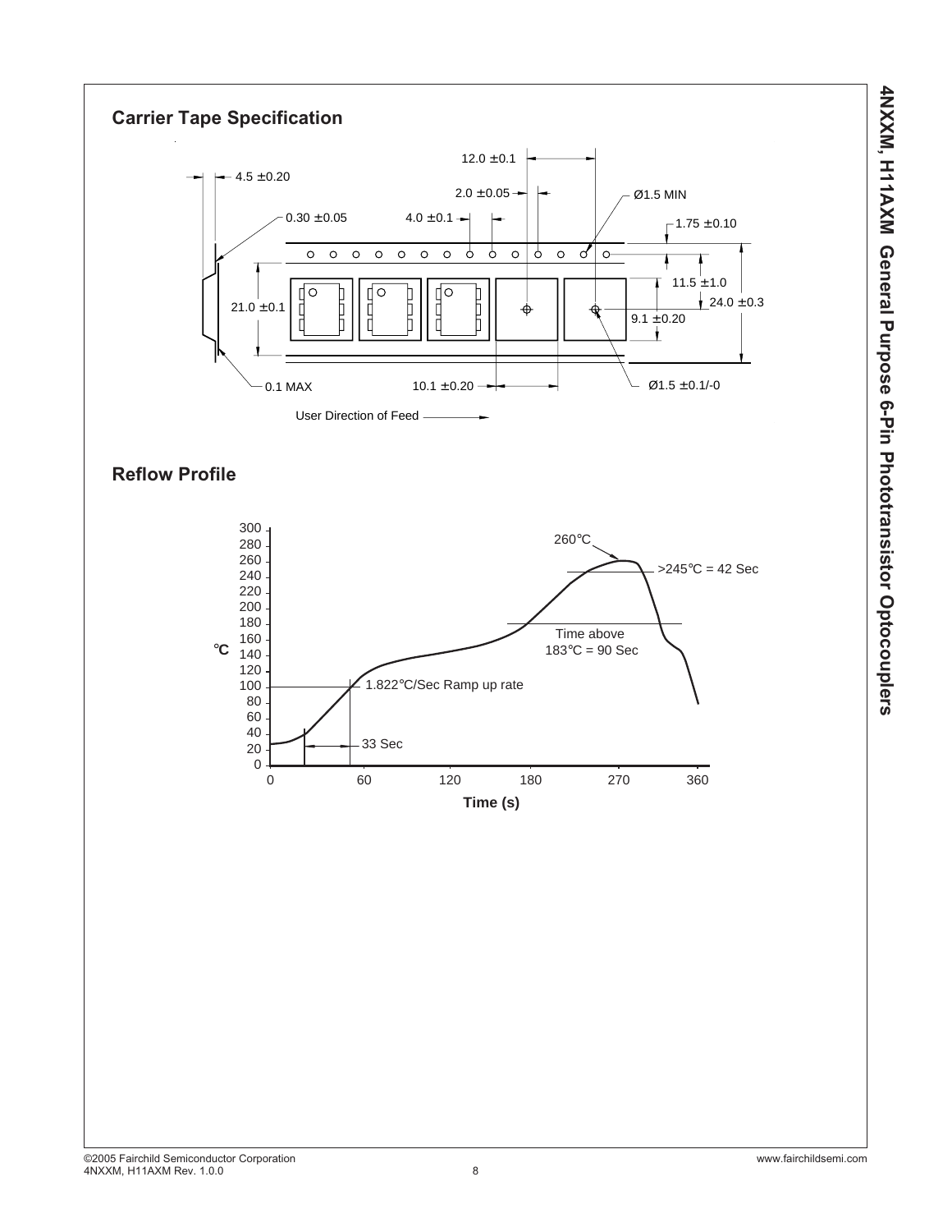## Carrier Tape Specification

12.0 ±0.1

4.5 ±0.20

2.0 ±0.05

Ø1.5 MIN

0.30 ±0.05

4.0 ±0.1

1.75 ±0.10

11.5 ±1.0

24.0 ±0.3

21.0 ±0.1

9.1 ±0.20

0.1 MAX

10.1 ±0.20

Ø1.5 ±0.1/-0

User Direction of Feed

## Reflow Profile

260°C

>245°C = 42 Sec

Time above 183°C = 90 Sec

1.822°C/Sec Ramp up rate

33 Sec

°C

Time (s)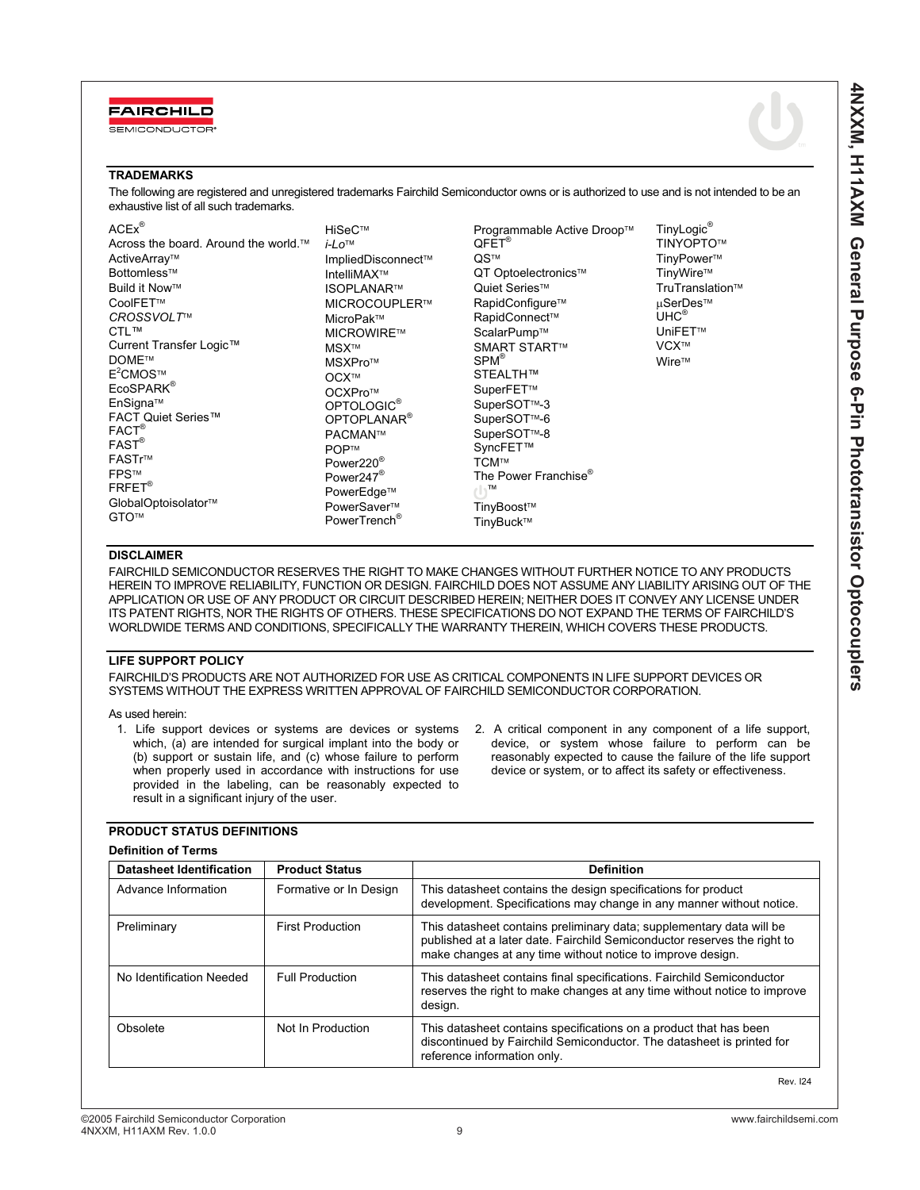## TRADEMARKS

The following are registered and unregistered trademarks Fairchild Semiconductor owns or is authorized to use and is not intended to be an exhaustive list of all such trademarks.

ACEx®
Across the board. Around the world.™
ActiveArray™
Bottomless™
Build it Now™
CoolFET™
*CROSSVOLT*™
CTL™
Current Transfer Logic™
DOME™
E²CMOS™
EcoSPARK®
EnSigna™
FACT Quiet Series™
FACT®
FAST®
FASTr™
FPS™
FRFET®
GlobalOptoisolator™
GTO™
HiSeC™
*i-Lo*™
ImpliedDisconnect™
IntelliMAX™
ISOPLANAR™
MICROCOUPLER™
MicroPak™
MICROWIRE™
MSX™
MSXPro™
OCX™
OCXPro™
OPTOLOGIC®
OPTOPLANAR®
PACMAN™
POP™
Power220®
Power247®
PowerEdge™
PowerSaver™
PowerTrench®
Programmable Active Droop™
QFET®
QS™
QT Optoelectronics™
Quiet Series™
RapidConfigure™
RapidConnect™
ScalarPump™
SMART START™
SPM®
STEALTH™
SuperFET™
SuperSOT™-3
SuperSOT™-6
SuperSOT™-8
SyncFET™
TCM™
The Power Franchise®
™
TinyBoost™
TinyBuck™
TinyLogic®
TINYOPTO™
TinyPower™
TinyWire™
TruTranslation™
μSerDes™
UHC®
UniFET™
VCX™
Wire™

## DISCLAIMER

FAIRCHILD SEMICONDUCTOR RESERVES THE RIGHT TO MAKE CHANGES WITHOUT FURTHER NOTICE TO ANY PRODUCTS HEREIN TO IMPROVE RELIABILITY, FUNCTION OR DESIGN. FAIRCHILD DOES NOT ASSUME ANY LIABILITY ARISING OUT OF THE APPLICATION OR USE OF ANY PRODUCT OR CIRCUIT DESCRIBED HEREIN; NEITHER DOES IT CONVEY ANY LICENSE UNDER ITS PATENT RIGHTS, NOR THE RIGHTS OF OTHERS. THESE SPECIFICATIONS DO NOT EXPAND THE TERMS OF FAIRCHILD'S WORLDWIDE TERMS AND CONDITIONS, SPECIFICALLY THE WARRANTY THEREIN, WHICH COVERS THESE PRODUCTS.

## LIFE SUPPORT POLICY

FAIRCHILD'S PRODUCTS ARE NOT AUTHORIZED FOR USE AS CRITICAL COMPONENTS IN LIFE SUPPORT DEVICES OR SYSTEMS WITHOUT THE EXPRESS WRITTEN APPROVAL OF FAIRCHILD SEMICONDUCTOR CORPORATION.

As used herein:

1. Life support devices or systems are devices or systems which, (a) are intended for surgical implant into the body or (b) support or sustain life, and (c) whose failure to perform when properly used in accordance with instructions for use provided in the labeling, can be reasonably expected to result in a significant injury of the user.
2. A critical component in any component of a life support, device, or system whose failure to perform can be reasonably expected to cause the failure of the life support device or system, or to affect its safety or effectiveness.

## PRODUCT STATUS DEFINITIONS

### Definition of Terms

| Datasheet Identification | Product Status | Definition |
|---|---|---|
| Advance Information | Formative or In Design | This datasheet contains the design specifications for product development. Specifications may change in any manner without notice. |
| Preliminary | First Production | This datasheet contains preliminary data; supplementary data will be published at a later date. Fairchild Semiconductor reserves the right to make changes at any time without notice to improve design. |
| No Identification Needed | Full Production | This datasheet contains final specifications. Fairchild Semiconductor reserves the right to make changes at any time without notice to improve design. |
| Obsolete | Not In Production | This datasheet contains specifications on a product that has been discontinued by Fairchild Semiconductor. The datasheet is printed for reference information only. |

Rev. I24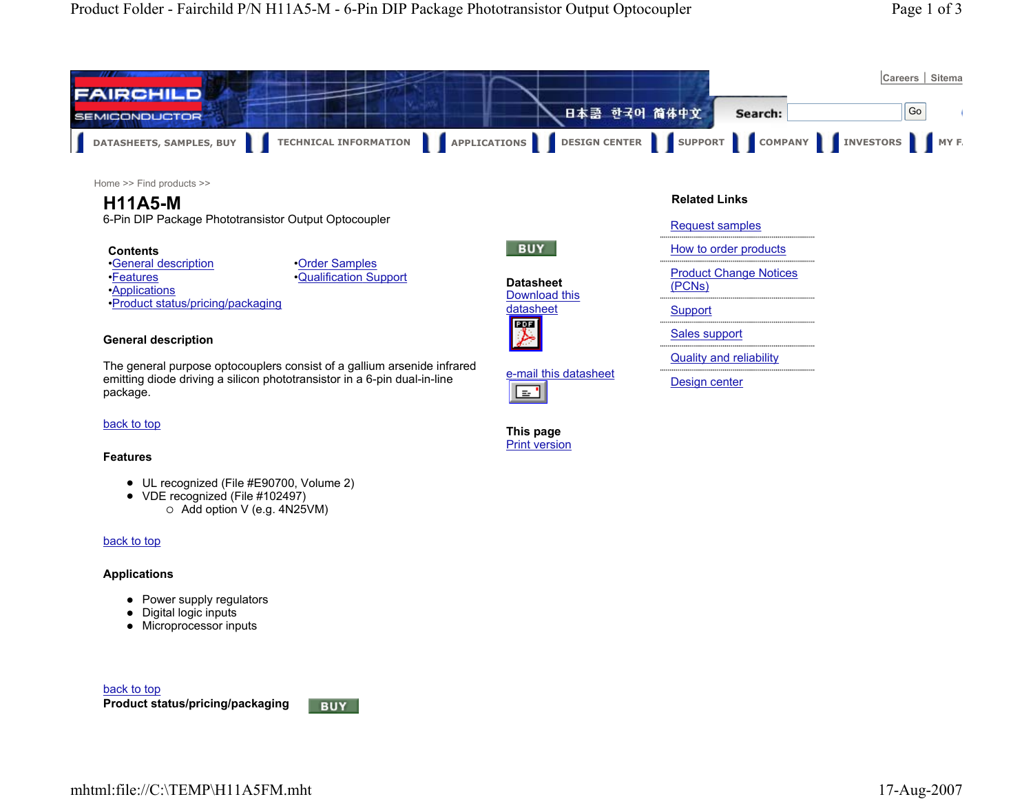Home >> Find products >>

# H11A5-M

6-Pin DIP Package Phototransistor Output Optocoupler

**Contents**

- General description
- Features
- Applications
- Product status/pricing/packaging
- Order Samples
- Qualification Support

BUY

**Datasheet**
Download this datasheet

e-mail this datasheet

**This page**
Print version

**Related Links**

- Request samples
- How to order products
- Product Change Notices (PCNs)
- Support
- Sales support
- Quality and reliability
- Design center

### General description

The general purpose optocouplers consist of a gallium arsenide infrared emitting diode driving a silicon phototransistor in a 6-pin dual-in-line package.

back to top

### Features

- UL recognized (File #E90700, Volume 2)
- VDE recognized (File #102497)
  - Add option V (e.g. 4N25VM)

back to top

### Applications

- Power supply regulators
- Digital logic inputs
- Microprocessor inputs

back to top

**Product status/pricing/packaging** BUY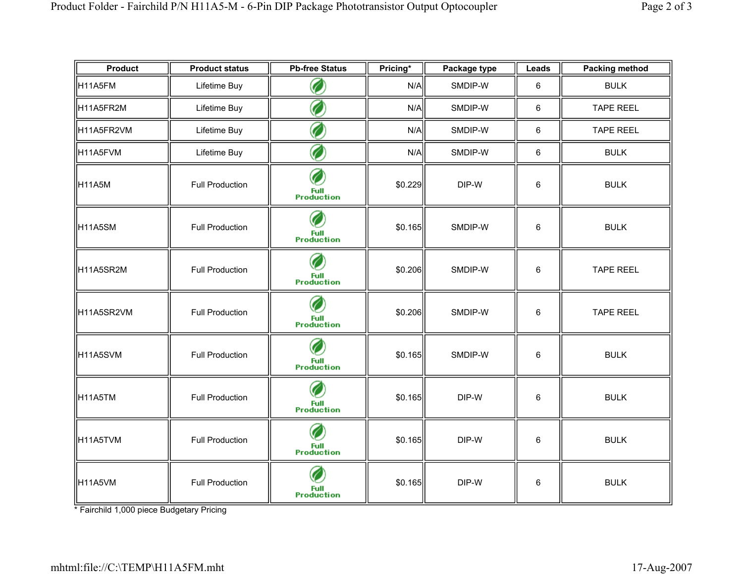| Product | Product status | Pb-free Status | Pricing* | Package type | Leads | Packing method |
|---|---|---|---|---|---|---|
| H11A5FM | Lifetime Buy | | N/A | SMDIP-W | 6 | BULK |
| H11A5FR2M | Lifetime Buy | | N/A | SMDIP-W | 6 | TAPE REEL |
| H11A5FR2VM | Lifetime Buy | | N/A | SMDIP-W | 6 | TAPE REEL |
| H11A5FVM | Lifetime Buy | | N/A | SMDIP-W | 6 | BULK |
| H11A5M | Full Production | Full Production | $0.229 | DIP-W | 6 | BULK |
| H11A5SM | Full Production | Full Production | $0.165 | SMDIP-W | 6 | BULK |
| H11A5SR2M | Full Production | Full Production | $0.206 | SMDIP-W | 6 | TAPE REEL |
| H11A5SR2VM | Full Production | Full Production | $0.206 | SMDIP-W | 6 | TAPE REEL |
| H11A5SVM | Full Production | Full Production | $0.165 | SMDIP-W | 6 | BULK |
| H11A5TM | Full Production | Full Production | $0.165 | DIP-W | 6 | BULK |
| H11A5TVM | Full Production | Full Production | $0.165 | DIP-W | 6 | BULK |
| H11A5VM | Full Production | Full Production | $0.165 | DIP-W | 6 | BULK |

* Fairchild 1,000 piece Budgetary Pricing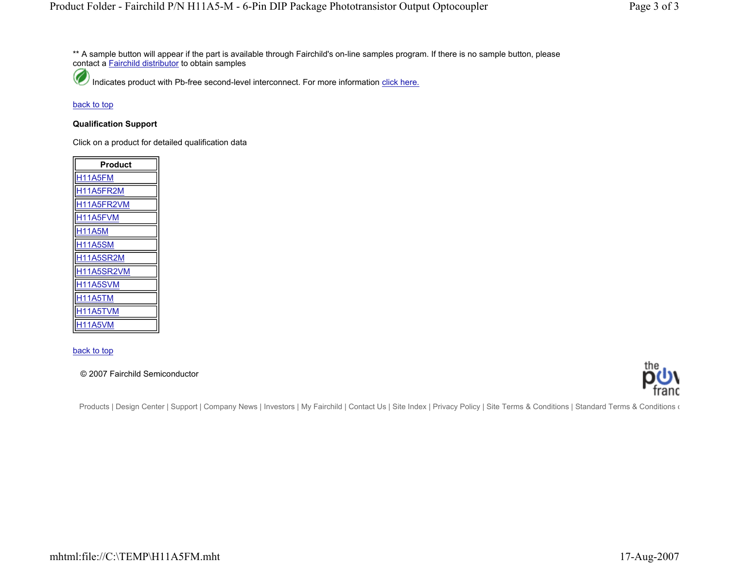** A sample button will appear if the part is available through Fairchild's on-line samples program. If there is no sample button, please contact a Fairchild distributor to obtain samples

Indicates product with Pb-free second-level interconnect. For more information click here.

back to top

**Qualification Support**

Click on a product for detailed qualification data

| Product |
|---|
| H11A5FM |
| H11A5FR2M |
| H11A5FR2VM |
| H11A5FVM |
| H11A5M |
| H11A5SM |
| H11A5SR2M |
| H11A5SR2VM |
| H11A5SVM |
| H11A5TM |
| H11A5TVM |
| H11A5VM |

back to top

© 2007 Fairchild Semiconductor

Products | Design Center | Support | Company News | Investors | My Fairchild | Contact Us | Site Index | Privacy Policy | Site Terms & Conditions | Standard Terms & Conditions